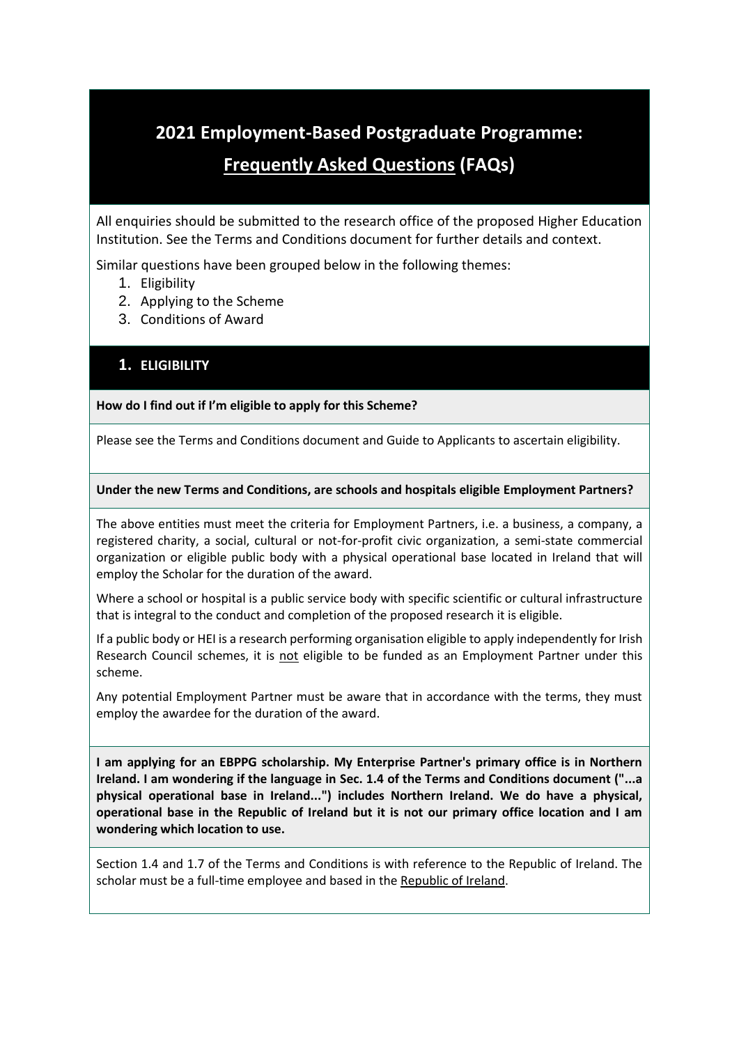# 2021 Employment-Based Postgraduate Programme: Frequently Asked Questions (FAQs)

All enquiries should be submitted to the research office of the proposed Higher Education Institution. See the Terms and Conditions document for further details and context.

Similar questions have been grouped below in the following themes:

1. Eligibility
2. Applying to the Scheme
3. Conditions of Award

## 1. ELIGIBILITY

**How do I find out if I'm eligible to apply for this Scheme?**

Please see the Terms and Conditions document and Guide to Applicants to ascertain eligibility.

**Under the new Terms and Conditions, are schools and hospitals eligible Employment Partners?**

The above entities must meet the criteria for Employment Partners, i.e. a business, a company, a registered charity, a social, cultural or not-for-profit civic organization, a semi-state commercial organization or eligible public body with a physical operational base located in Ireland that will employ the Scholar for the duration of the award.

Where a school or hospital is a public service body with specific scientific or cultural infrastructure that is integral to the conduct and completion of the proposed research it is eligible.

If a public body or HEI is a research performing organisation eligible to apply independently for Irish Research Council schemes, it is not eligible to be funded as an Employment Partner under this scheme.

Any potential Employment Partner must be aware that in accordance with the terms, they must employ the awardee for the duration of the award.

**I am applying for an EBPPG scholarship. My Enterprise Partner's primary office is in Northern Ireland. I am wondering if the language in Sec. 1.4 of the Terms and Conditions document ("...a physical operational base in Ireland...") includes Northern Ireland. We do have a physical, operational base in the Republic of Ireland but it is not our primary office location and I am wondering which location to use.**

Section 1.4 and 1.7 of the Terms and Conditions is with reference to the Republic of Ireland. The scholar must be a full-time employee and based in the Republic of Ireland.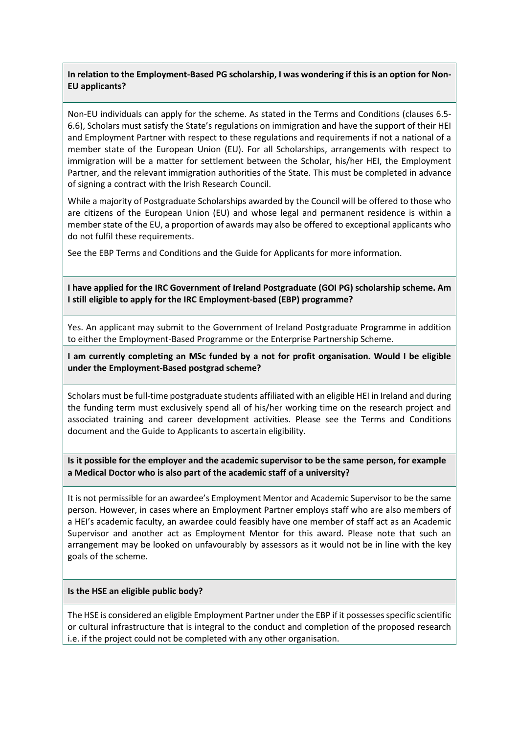**In relation to the Employment-Based PG scholarship, I was wondering if this is an option for Non-EU applicants?**

Non-EU individuals can apply for the scheme. As stated in the Terms and Conditions (clauses 6.5-6.6), Scholars must satisfy the State's regulations on immigration and have the support of their HEI and Employment Partner with respect to these regulations and requirements if not a national of a member state of the European Union (EU). For all Scholarships, arrangements with respect to immigration will be a matter for settlement between the Scholar, his/her HEI, the Employment Partner, and the relevant immigration authorities of the State. This must be completed in advance of signing a contract with the Irish Research Council.

While a majority of Postgraduate Scholarships awarded by the Council will be offered to those who are citizens of the European Union (EU) and whose legal and permanent residence is within a member state of the EU, a proportion of awards may also be offered to exceptional applicants who do not fulfil these requirements.

See the EBP Terms and Conditions and the Guide for Applicants for more information.

**I have applied for the IRC Government of Ireland Postgraduate (GOI PG) scholarship scheme. Am I still eligible to apply for the IRC Employment-based (EBP) programme?**

Yes. An applicant may submit to the Government of Ireland Postgraduate Programme in addition to either the Employment-Based Programme or the Enterprise Partnership Scheme.

**I am currently completing an MSc funded by a not for profit organisation. Would I be eligible under the Employment-Based postgrad scheme?**

Scholars must be full-time postgraduate students affiliated with an eligible HEI in Ireland and during the funding term must exclusively spend all of his/her working time on the research project and associated training and career development activities. Please see the Terms and Conditions document and the Guide to Applicants to ascertain eligibility.

**Is it possible for the employer and the academic supervisor to be the same person, for example a Medical Doctor who is also part of the academic staff of a university?**

It is not permissible for an awardee's Employment Mentor and Academic Supervisor to be the same person. However, in cases where an Employment Partner employs staff who are also members of a HEI's academic faculty, an awardee could feasibly have one member of staff act as an Academic Supervisor and another act as Employment Mentor for this award. Please note that such an arrangement may be looked on unfavourably by assessors as it would not be in line with the key goals of the scheme.

**Is the HSE an eligible public body?**

The HSE is considered an eligible Employment Partner under the EBP if it possesses specific scientific or cultural infrastructure that is integral to the conduct and completion of the proposed research i.e. if the project could not be completed with any other organisation.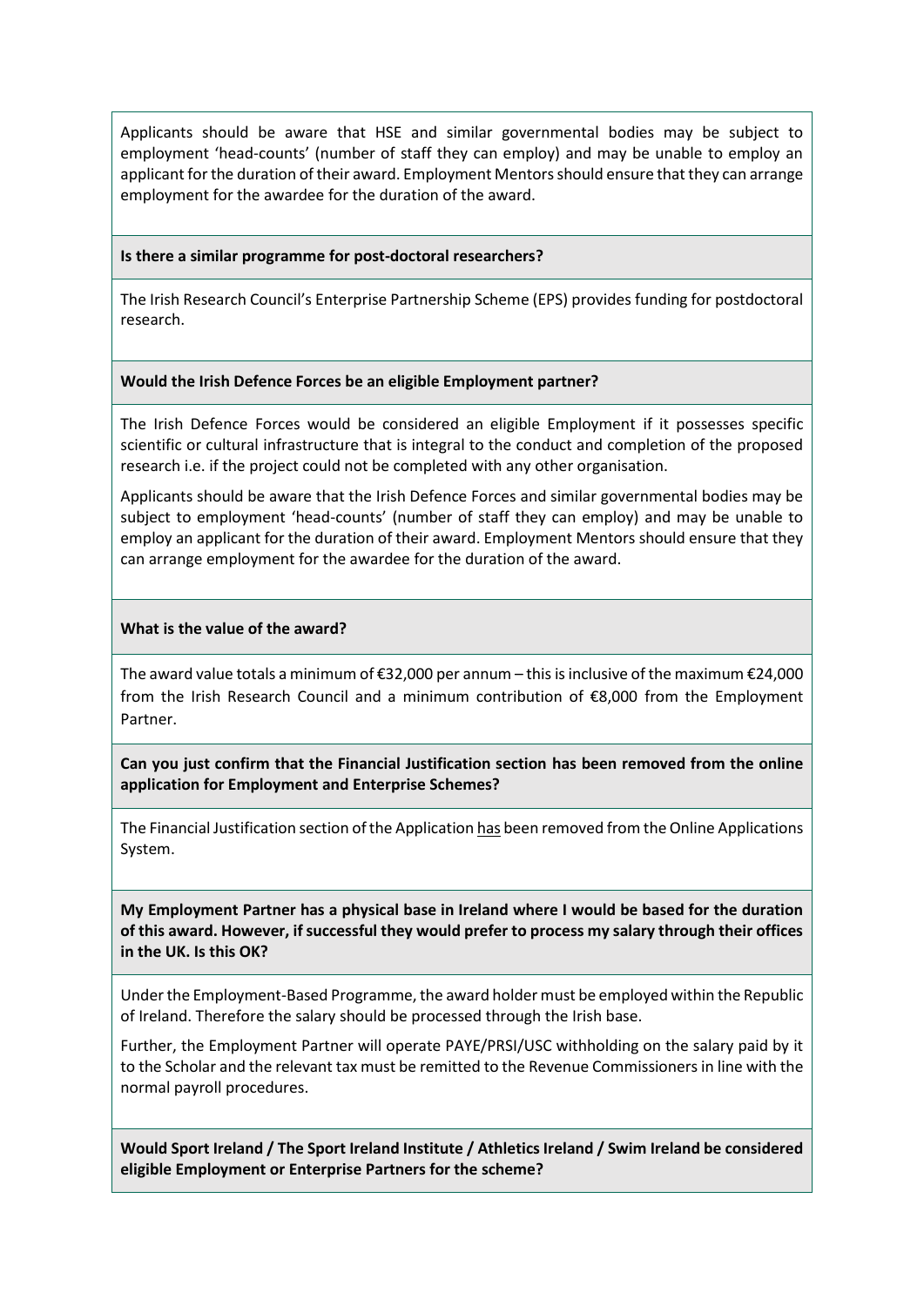Applicants should be aware that HSE and similar governmental bodies may be subject to employment 'head-counts' (number of staff they can employ) and may be unable to employ an applicant for the duration of their award. Employment Mentors should ensure that they can arrange employment for the awardee for the duration of the award.

**Is there a similar programme for post-doctoral researchers?**

The Irish Research Council's Enterprise Partnership Scheme (EPS) provides funding for postdoctoral research.

**Would the Irish Defence Forces be an eligible Employment partner?**

The Irish Defence Forces would be considered an eligible Employment if it possesses specific scientific or cultural infrastructure that is integral to the conduct and completion of the proposed research i.e. if the project could not be completed with any other organisation.

Applicants should be aware that the Irish Defence Forces and similar governmental bodies may be subject to employment 'head-counts' (number of staff they can employ) and may be unable to employ an applicant for the duration of their award. Employment Mentors should ensure that they can arrange employment for the awardee for the duration of the award.

**What is the value of the award?**

The award value totals a minimum of €32,000 per annum – this is inclusive of the maximum €24,000 from the Irish Research Council and a minimum contribution of €8,000 from the Employment Partner.

**Can you just confirm that the Financial Justification section has been removed from the online application for Employment and Enterprise Schemes?**

The Financial Justification section of the Application has been removed from the Online Applications System.

**My Employment Partner has a physical base in Ireland where I would be based for the duration of this award. However, if successful they would prefer to process my salary through their offices in the UK. Is this OK?**

Under the Employment-Based Programme, the award holder must be employed within the Republic of Ireland. Therefore the salary should be processed through the Irish base.

Further, the Employment Partner will operate PAYE/PRSI/USC withholding on the salary paid by it to the Scholar and the relevant tax must be remitted to the Revenue Commissioners in line with the normal payroll procedures.

**Would Sport Ireland / The Sport Ireland Institute / Athletics Ireland / Swim Ireland be considered eligible Employment or Enterprise Partners for the scheme?**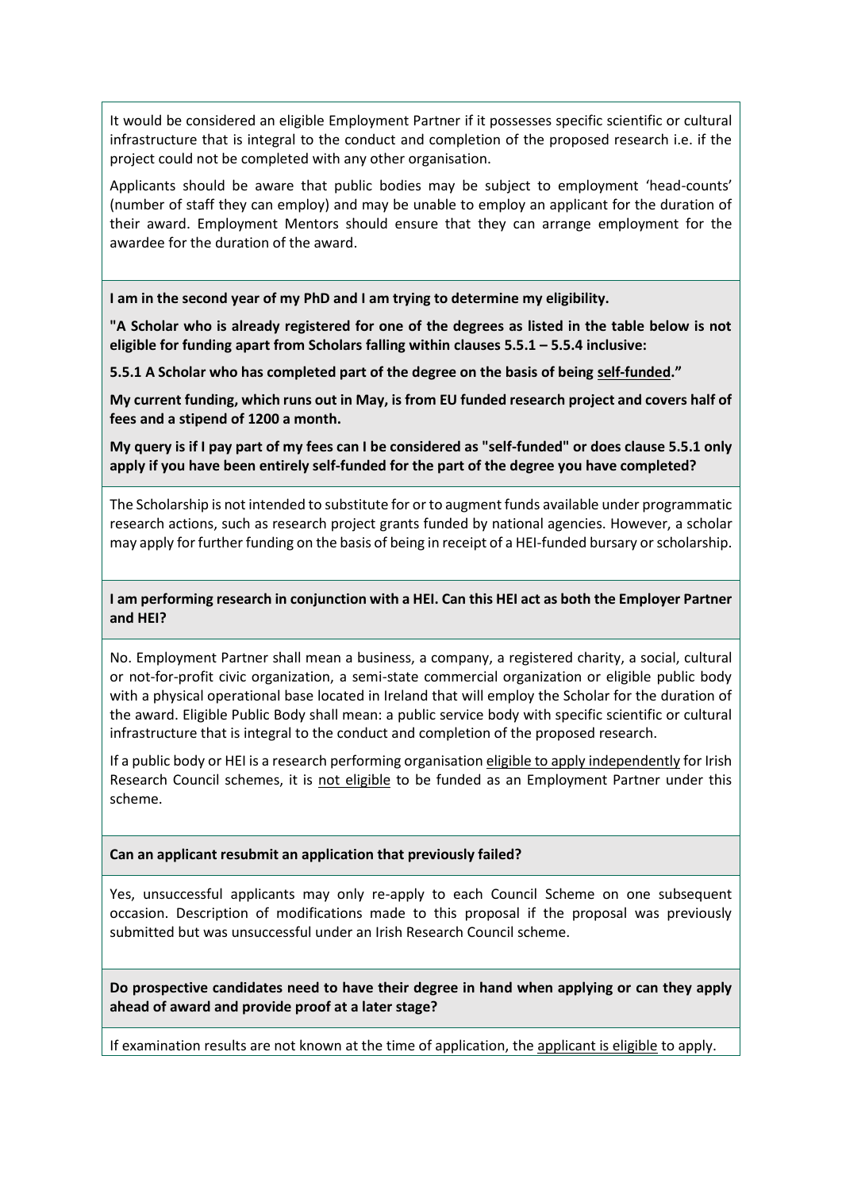It would be considered an eligible Employment Partner if it possesses specific scientific or cultural infrastructure that is integral to the conduct and completion of the proposed research i.e. if the project could not be completed with any other organisation.

Applicants should be aware that public bodies may be subject to employment 'head-counts' (number of staff they can employ) and may be unable to employ an applicant for the duration of their award. Employment Mentors should ensure that they can arrange employment for the awardee for the duration of the award.

**I am in the second year of my PhD and I am trying to determine my eligibility.**

**"A Scholar who is already registered for one of the degrees as listed in the table below is not eligible for funding apart from Scholars falling within clauses 5.5.1 – 5.5.4 inclusive:**

**5.5.1 A Scholar who has completed part of the degree on the basis of being <u>self-funded</u>."**

**My current funding, which runs out in May, is from EU funded research project and covers half of fees and a stipend of 1200 a month.**

**My query is if I pay part of my fees can I be considered as "self-funded" or does clause 5.5.1 only apply if you have been entirely self-funded for the part of the degree you have completed?**

The Scholarship is not intended to substitute for or to augment funds available under programmatic research actions, such as research project grants funded by national agencies. However, a scholar may apply for further funding on the basis of being in receipt of a HEI-funded bursary or scholarship.

**I am performing research in conjunction with a HEI. Can this HEI act as both the Employer Partner and HEI?**

No. Employment Partner shall mean a business, a company, a registered charity, a social, cultural or not-for-profit civic organization, a semi-state commercial organization or eligible public body with a physical operational base located in Ireland that will employ the Scholar for the duration of the award. Eligible Public Body shall mean: a public service body with specific scientific or cultural infrastructure that is integral to the conduct and completion of the proposed research.

If a public body or HEI is a research performing organisation <u>eligible to apply independently</u> for Irish Research Council schemes, it is <u>not eligible</u> to be funded as an Employment Partner under this scheme.

**Can an applicant resubmit an application that previously failed?**

Yes, unsuccessful applicants may only re-apply to each Council Scheme on one subsequent occasion. Description of modifications made to this proposal if the proposal was previously submitted but was unsuccessful under an Irish Research Council scheme.

**Do prospective candidates need to have their degree in hand when applying or can they apply ahead of award and provide proof at a later stage?**

If examination results are not known at the time of application, the <u>applicant is eligible</u> to apply.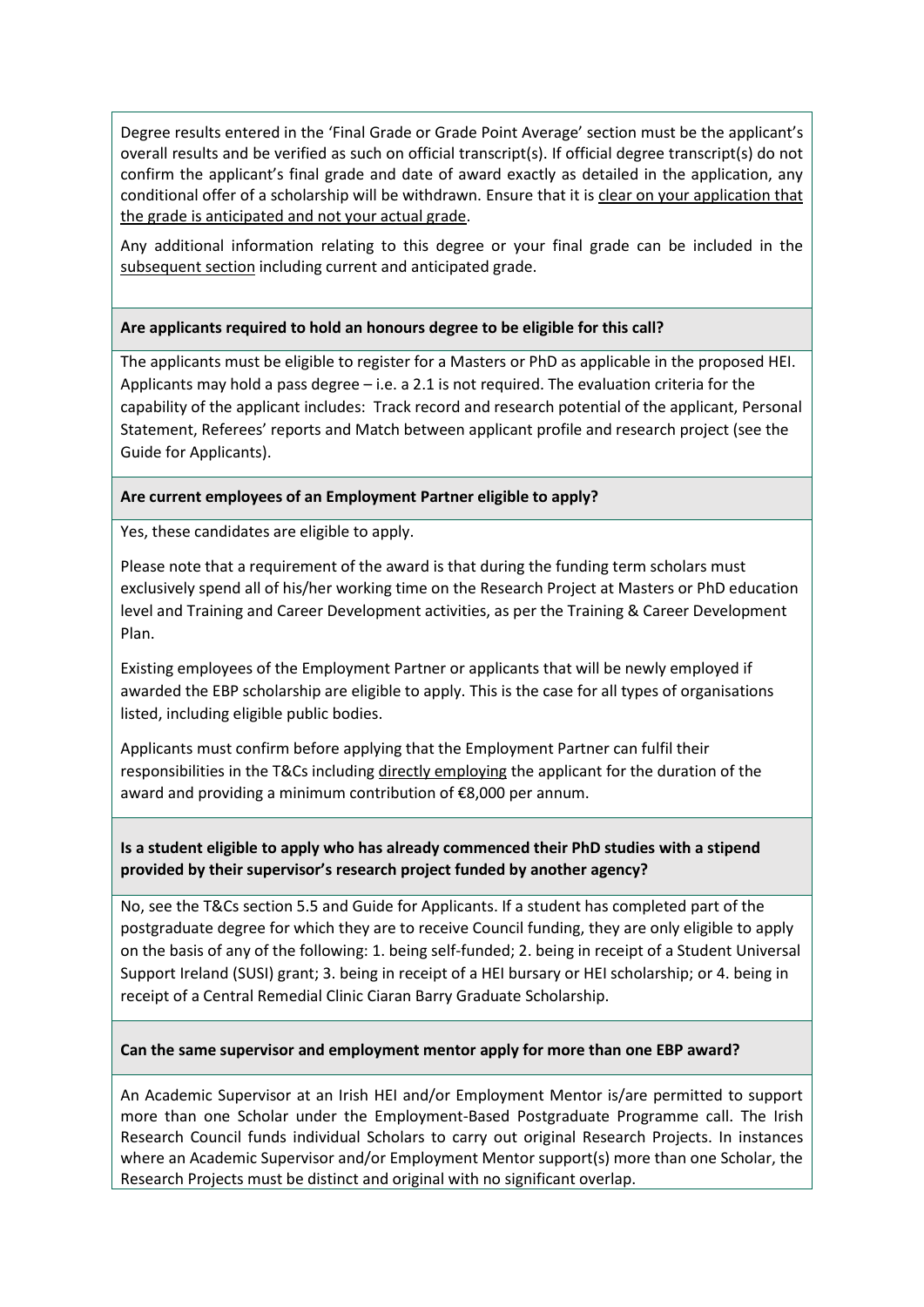Degree results entered in the 'Final Grade or Grade Point Average' section must be the applicant's overall results and be verified as such on official transcript(s). If official degree transcript(s) do not confirm the applicant's final grade and date of award exactly as detailed in the application, any conditional offer of a scholarship will be withdrawn. Ensure that it is clear on your application that the grade is anticipated and not your actual grade.

Any additional information relating to this degree or your final grade can be included in the subsequent section including current and anticipated grade.

**Are applicants required to hold an honours degree to be eligible for this call?**

The applicants must be eligible to register for a Masters or PhD as applicable in the proposed HEI. Applicants may hold a pass degree – i.e. a 2.1 is not required. The evaluation criteria for the capability of the applicant includes: Track record and research potential of the applicant, Personal Statement, Referees' reports and Match between applicant profile and research project (see the Guide for Applicants).

**Are current employees of an Employment Partner eligible to apply?**

Yes, these candidates are eligible to apply.

Please note that a requirement of the award is that during the funding term scholars must exclusively spend all of his/her working time on the Research Project at Masters or PhD education level and Training and Career Development activities, as per the Training & Career Development Plan.

Existing employees of the Employment Partner or applicants that will be newly employed if awarded the EBP scholarship are eligible to apply. This is the case for all types of organisations listed, including eligible public bodies.

Applicants must confirm before applying that the Employment Partner can fulfil their responsibilities in the T&Cs including directly employing the applicant for the duration of the award and providing a minimum contribution of €8,000 per annum.

**Is a student eligible to apply who has already commenced their PhD studies with a stipend provided by their supervisor's research project funded by another agency?**

No, see the T&Cs section 5.5 and Guide for Applicants. If a student has completed part of the postgraduate degree for which they are to receive Council funding, they are only eligible to apply on the basis of any of the following: 1. being self-funded; 2. being in receipt of a Student Universal Support Ireland (SUSI) grant; 3. being in receipt of a HEI bursary or HEI scholarship; or 4. being in receipt of a Central Remedial Clinic Ciaran Barry Graduate Scholarship.

**Can the same supervisor and employment mentor apply for more than one EBP award?**

An Academic Supervisor at an Irish HEI and/or Employment Mentor is/are permitted to support more than one Scholar under the Employment-Based Postgraduate Programme call. The Irish Research Council funds individual Scholars to carry out original Research Projects. In instances where an Academic Supervisor and/or Employment Mentor support(s) more than one Scholar, the Research Projects must be distinct and original with no significant overlap.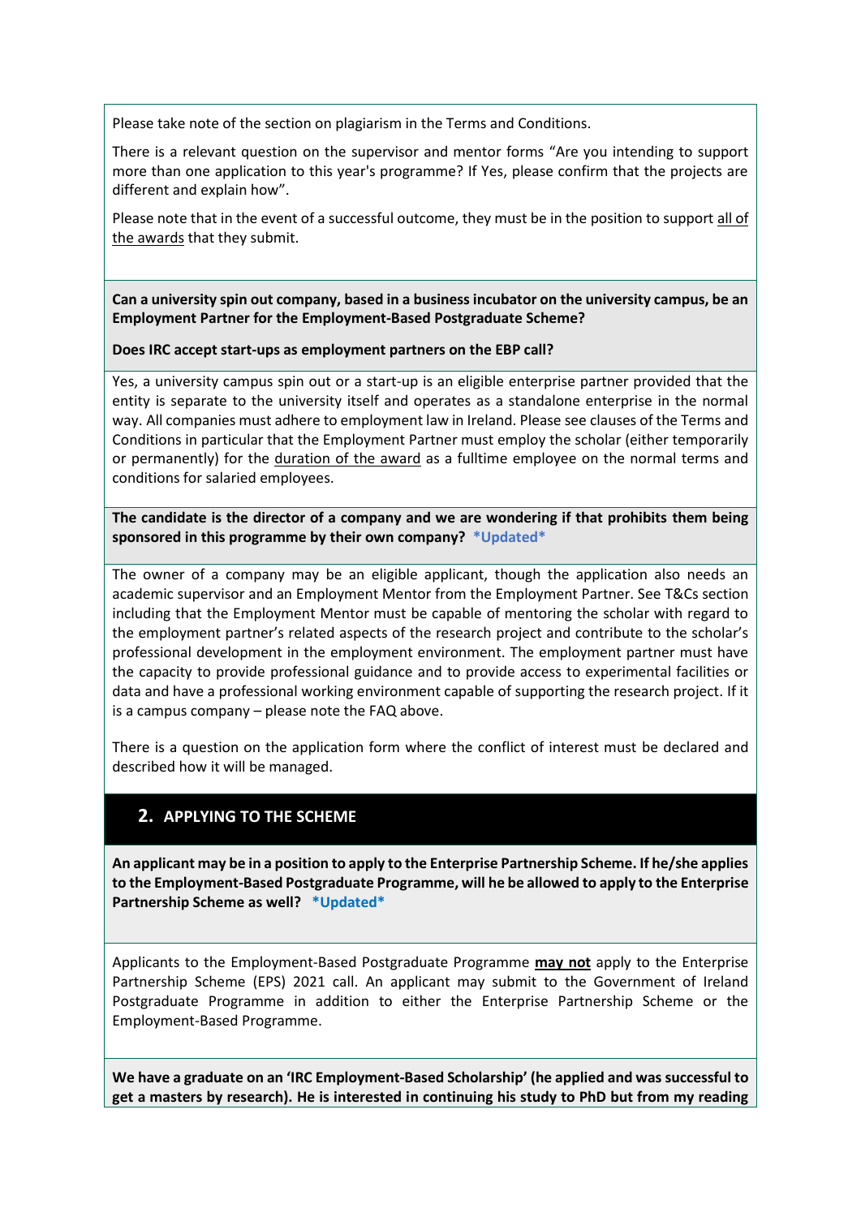Please take note of the section on plagiarism in the Terms and Conditions.

There is a relevant question on the supervisor and mentor forms "Are you intending to support more than one application to this year's programme? If Yes, please confirm that the projects are different and explain how".

Please note that in the event of a successful outcome, they must be in the position to support all of the awards that they submit.

**Can a university spin out company, based in a business incubator on the university campus, be an Employment Partner for the Employment-Based Postgraduate Scheme?**

**Does IRC accept start-ups as employment partners on the EBP call?**

Yes, a university campus spin out or a start-up is an eligible enterprise partner provided that the entity is separate to the university itself and operates as a standalone enterprise in the normal way. All companies must adhere to employment law in Ireland. Please see clauses of the Terms and Conditions in particular that the Employment Partner must employ the scholar (either temporarily or permanently) for the duration of the award as a fulltime employee on the normal terms and conditions for salaried employees.

**The candidate is the director of a company and we are wondering if that prohibits them being sponsored in this programme by their own company? \*Updated\***

The owner of a company may be an eligible applicant, though the application also needs an academic supervisor and an Employment Mentor from the Employment Partner. See T&Cs section including that the Employment Mentor must be capable of mentoring the scholar with regard to the employment partner's related aspects of the research project and contribute to the scholar's professional development in the employment environment. The employment partner must have the capacity to provide professional guidance and to provide access to experimental facilities or data and have a professional working environment capable of supporting the research project. If it is a campus company – please note the FAQ above.

There is a question on the application form where the conflict of interest must be declared and described how it will be managed.

## 2. APPLYING TO THE SCHEME

**An applicant may be in a position to apply to the Enterprise Partnership Scheme. If he/she applies to the Employment-Based Postgraduate Programme, will he be allowed to apply to the Enterprise Partnership Scheme as well? \*Updated\***

Applicants to the Employment-Based Postgraduate Programme **may not** apply to the Enterprise Partnership Scheme (EPS) 2021 call. An applicant may submit to the Government of Ireland Postgraduate Programme in addition to either the Enterprise Partnership Scheme or the Employment-Based Programme.

**We have a graduate on an 'IRC Employment-Based Scholarship' (he applied and was successful to get a masters by research). He is interested in continuing his study to PhD but from my reading**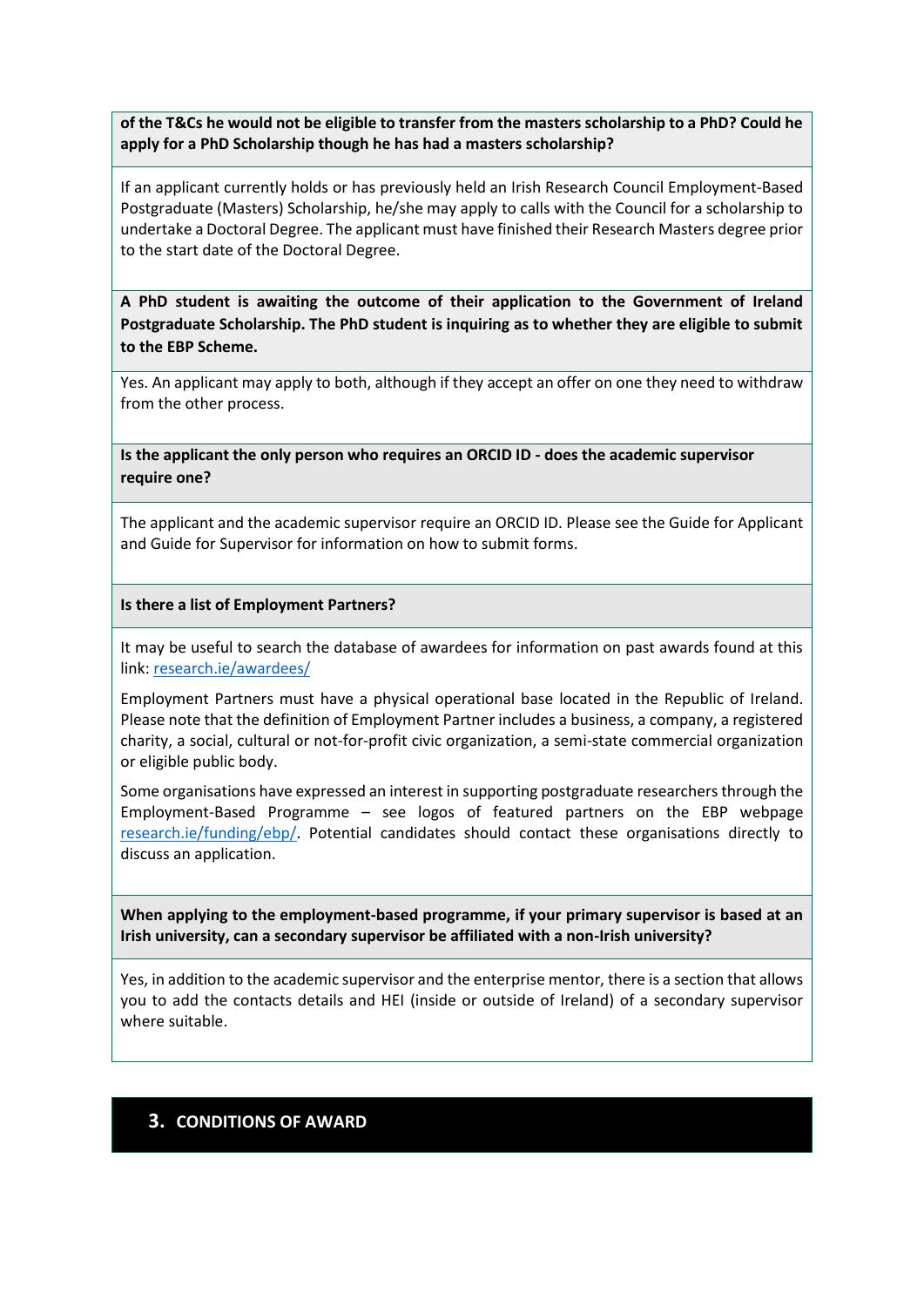**of the T&Cs he would not be eligible to transfer from the masters scholarship to a PhD? Could he apply for a PhD Scholarship though he has had a masters scholarship?**

If an applicant currently holds or has previously held an Irish Research Council Employment-Based Postgraduate (Masters) Scholarship, he/she may apply to calls with the Council for a scholarship to undertake a Doctoral Degree. The applicant must have finished their Research Masters degree prior to the start date of the Doctoral Degree.

**A PhD student is awaiting the outcome of their application to the Government of Ireland Postgraduate Scholarship. The PhD student is inquiring as to whether they are eligible to submit to the EBP Scheme.**

Yes. An applicant may apply to both, although if they accept an offer on one they need to withdraw from the other process.

**Is the applicant the only person who requires an ORCID ID - does the academic supervisor require one?**

The applicant and the academic supervisor require an ORCID ID. Please see the Guide for Applicant and Guide for Supervisor for information on how to submit forms.

**Is there a list of Employment Partners?**

It may be useful to search the database of awardees for information on past awards found at this link: [research.ie/awardees/](research.ie/awardees/)

Employment Partners must have a physical operational base located in the Republic of Ireland. Please note that the definition of Employment Partner includes a business, a company, a registered charity, a social, cultural or not-for-profit civic organization, a semi-state commercial organization or eligible public body.

Some organisations have expressed an interest in supporting postgraduate researchers through the Employment-Based Programme – see logos of featured partners on the EBP webpage [research.ie/funding/ebp/](research.ie/funding/ebp/). Potential candidates should contact these organisations directly to discuss an application.

**When applying to the employment-based programme, if your primary supervisor is based at an Irish university, can a secondary supervisor be affiliated with a non-Irish university?**

Yes, in addition to the academic supervisor and the enterprise mentor, there is a section that allows you to add the contacts details and HEI (inside or outside of Ireland) of a secondary supervisor where suitable.

## 3. CONDITIONS OF AWARD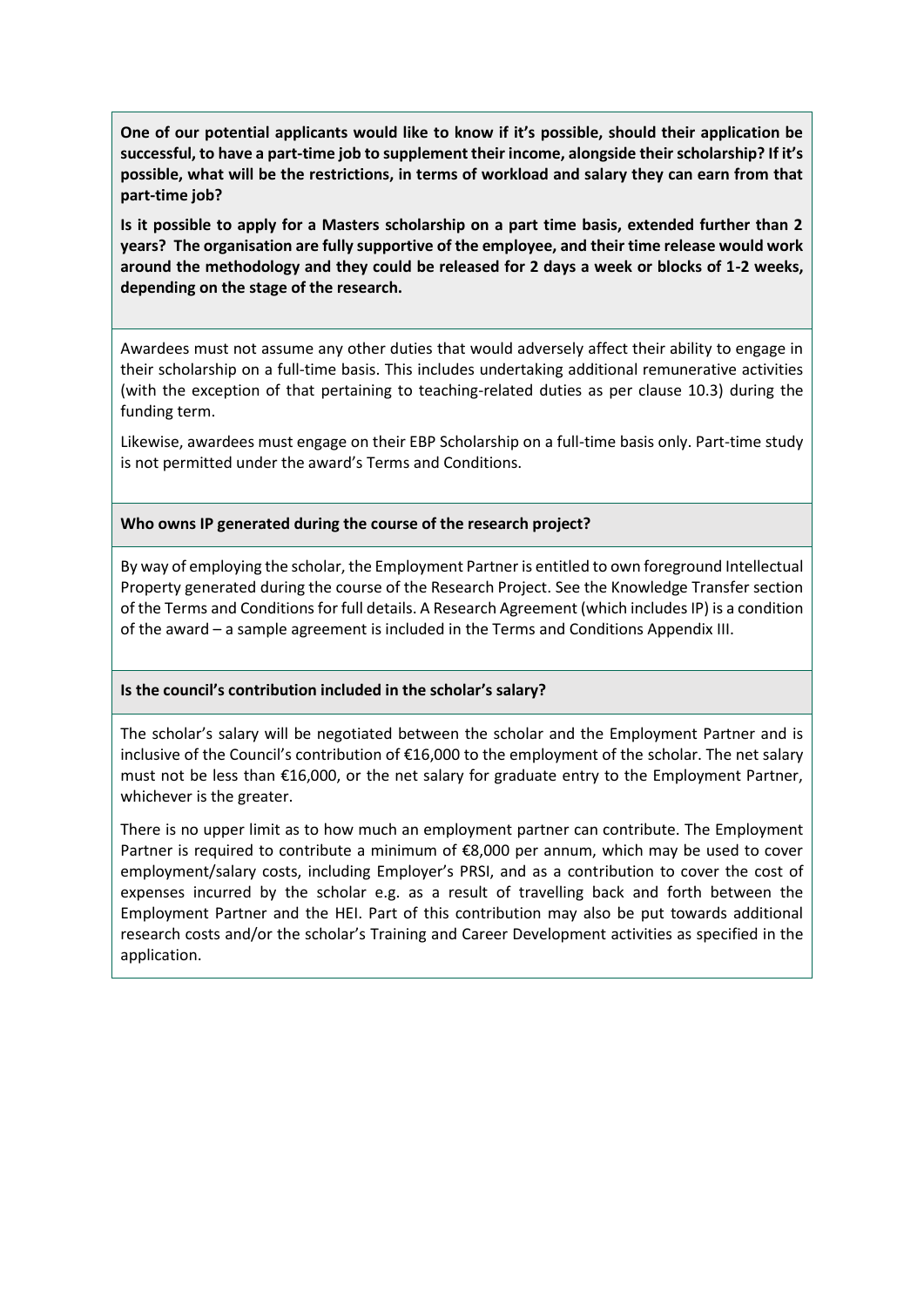**One of our potential applicants would like to know if it's possible, should their application be successful, to have a part-time job to supplement their income, alongside their scholarship? If it's possible, what will be the restrictions, in terms of workload and salary they can earn from that part-time job?**

**Is it possible to apply for a Masters scholarship on a part time basis, extended further than 2 years? The organisation are fully supportive of the employee, and their time release would work around the methodology and they could be released for 2 days a week or blocks of 1-2 weeks, depending on the stage of the research.**

Awardees must not assume any other duties that would adversely affect their ability to engage in their scholarship on a full-time basis. This includes undertaking additional remunerative activities (with the exception of that pertaining to teaching-related duties as per clause 10.3) during the funding term.

Likewise, awardees must engage on their EBP Scholarship on a full-time basis only. Part-time study is not permitted under the award's Terms and Conditions.

**Who owns IP generated during the course of the research project?**

By way of employing the scholar, the Employment Partner is entitled to own foreground Intellectual Property generated during the course of the Research Project. See the Knowledge Transfer section of the Terms and Conditions for full details. A Research Agreement (which includes IP) is a condition of the award – a sample agreement is included in the Terms and Conditions Appendix III.

**Is the council's contribution included in the scholar's salary?**

The scholar's salary will be negotiated between the scholar and the Employment Partner and is inclusive of the Council's contribution of €16,000 to the employment of the scholar. The net salary must not be less than €16,000, or the net salary for graduate entry to the Employment Partner, whichever is the greater.

There is no upper limit as to how much an employment partner can contribute. The Employment Partner is required to contribute a minimum of €8,000 per annum, which may be used to cover employment/salary costs, including Employer's PRSI, and as a contribution to cover the cost of expenses incurred by the scholar e.g. as a result of travelling back and forth between the Employment Partner and the HEI. Part of this contribution may also be put towards additional research costs and/or the scholar's Training and Career Development activities as specified in the application.